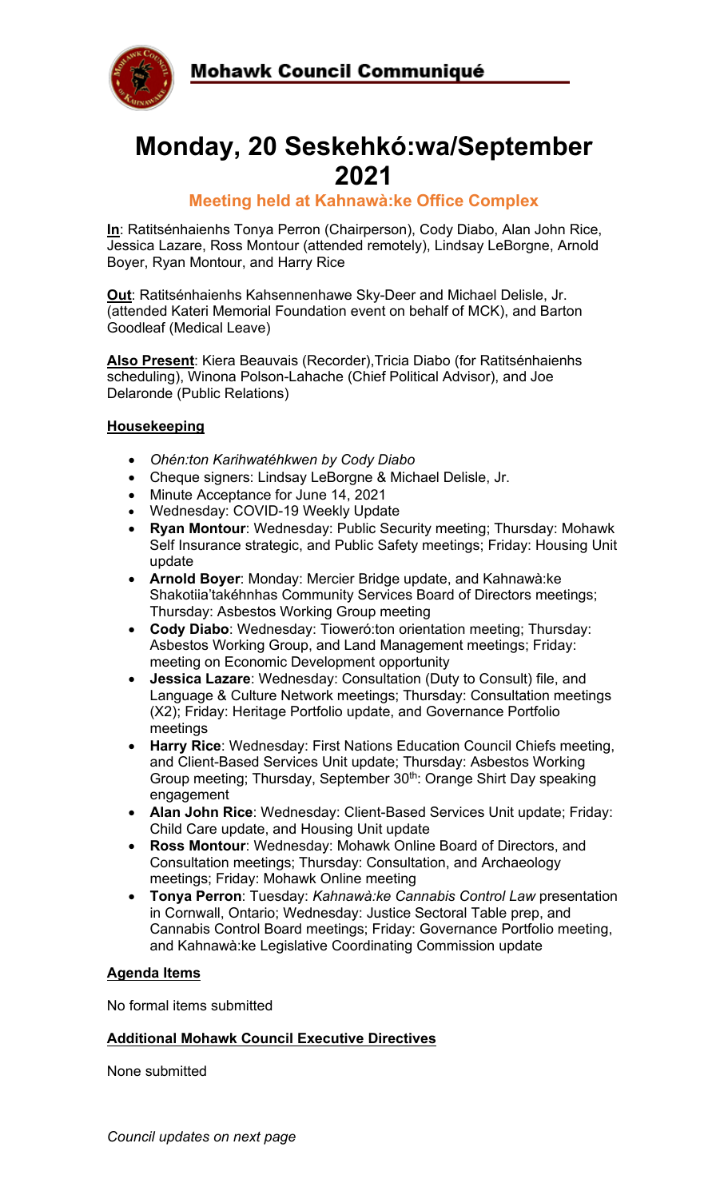**Mohawk Council Communiqué**

# Monday, 20 Seskehkó:wa/September 2021

### Meeting held at Kahnawà:ke Office Complex

**In**: Ratitsénhaienhs Tonya Perron (Chairperson), Cody Diabo, Alan John Rice, Jessica Lazare, Ross Montour (attended remotely), Lindsay LeBorgne, Arnold Boyer, Ryan Montour, and Harry Rice

**Out**: Ratitsénhaienhs Kahsennenhawe Sky-Deer and Michael Delisle, Jr. (attended Kateri Memorial Foundation event on behalf of MCK), and Barton Goodleaf (Medical Leave)

**Also Present**: Kiera Beauvais (Recorder),Tricia Diabo (for Ratitsénhaienhs scheduling), Winona Polson-Lahache (Chief Political Advisor), and Joe Delaronde (Public Relations)

**Housekeeping**

- *Ohén:ton Karihwatéhkwen by Cody Diabo*
- Cheque signers: Lindsay LeBorgne & Michael Delisle, Jr.
- Minute Acceptance for June 14, 2021
- Wednesday: COVID-19 Weekly Update
- **Ryan Montour**: Wednesday: Public Security meeting; Thursday: Mohawk Self Insurance strategic, and Public Safety meetings; Friday: Housing Unit update
- **Arnold Boyer**: Monday: Mercier Bridge update, and Kahnawà:ke Shakotiia'takéhnhas Community Services Board of Directors meetings; Thursday: Asbestos Working Group meeting
- **Cody Diabo**: Wednesday: Tioweró:ton orientation meeting; Thursday: Asbestos Working Group, and Land Management meetings; Friday: meeting on Economic Development opportunity
- **Jessica Lazare**: Wednesday: Consultation (Duty to Consult) file, and Language & Culture Network meetings; Thursday: Consultation meetings (X2); Friday: Heritage Portfolio update, and Governance Portfolio meetings
- **Harry Rice**: Wednesday: First Nations Education Council Chiefs meeting, and Client-Based Services Unit update; Thursday: Asbestos Working Group meeting; Thursday, September 30th: Orange Shirt Day speaking engagement
- **Alan John Rice**: Wednesday: Client-Based Services Unit update; Friday: Child Care update, and Housing Unit update
- **Ross Montour**: Wednesday: Mohawk Online Board of Directors, and Consultation meetings; Thursday: Consultation, and Archaeology meetings; Friday: Mohawk Online meeting
- **Tonya Perron**: Tuesday: *Kahnawà:ke Cannabis Control Law* presentation in Cornwall, Ontario; Wednesday: Justice Sectoral Table prep, and Cannabis Control Board meetings; Friday: Governance Portfolio meeting, and Kahnawà:ke Legislative Coordinating Commission update

**Agenda Items**

No formal items submitted

**Additional Mohawk Council Executive Directives**

None submitted

*Council updates on next page*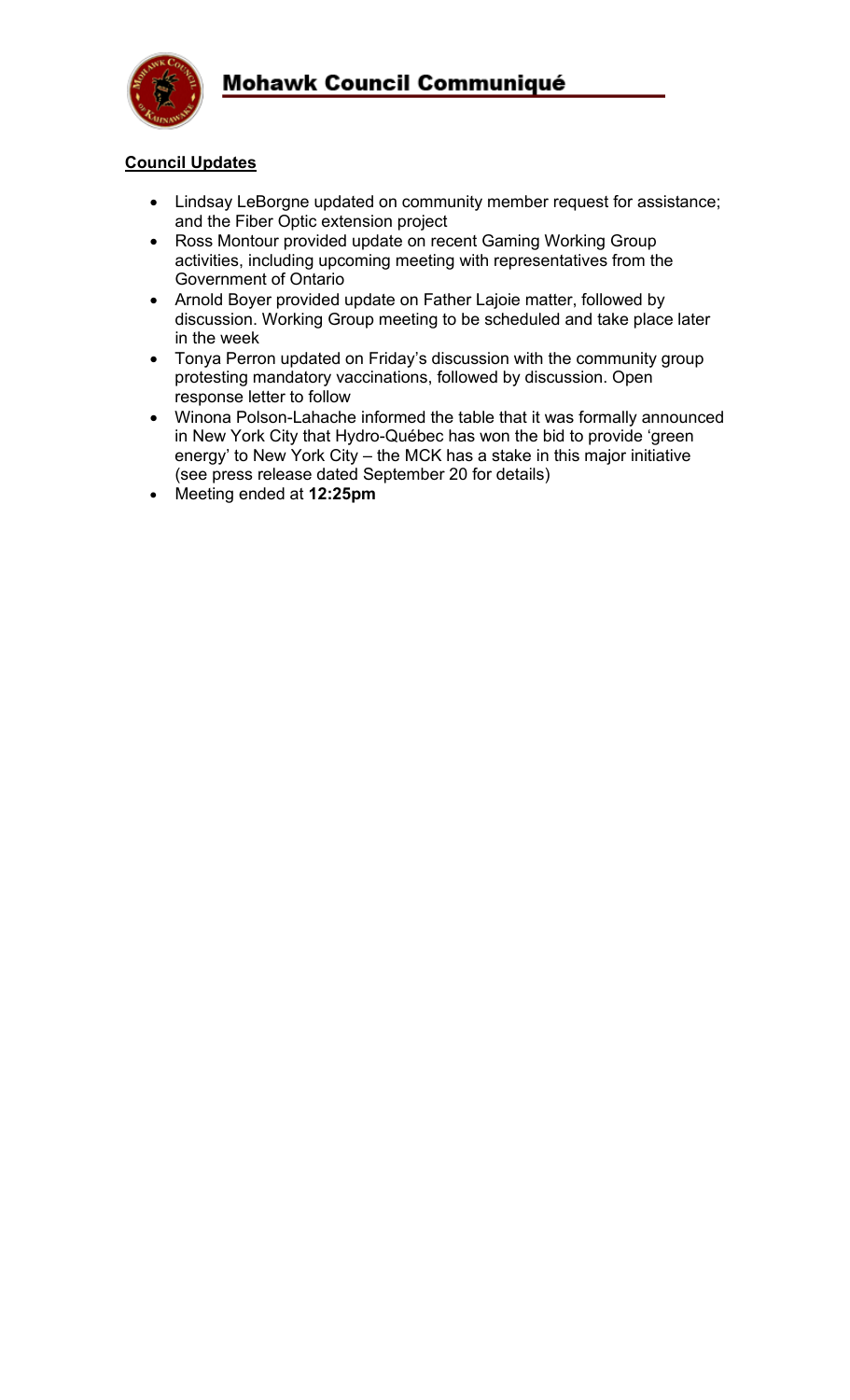**Council Updates**

- Lindsay LeBorgne updated on community member request for assistance; and the Fiber Optic extension project
- Ross Montour provided update on recent Gaming Working Group activities, including upcoming meeting with representatives from the Government of Ontario
- Arnold Boyer provided update on Father Lajoie matter, followed by discussion. Working Group meeting to be scheduled and take place later in the week
- Tonya Perron updated on Friday's discussion with the community group protesting mandatory vaccinations, followed by discussion. Open response letter to follow
- Winona Polson-Lahache informed the table that it was formally announced in New York City that Hydro-Québec has won the bid to provide 'green energy' to New York City – the MCK has a stake in this major initiative (see press release dated September 20 for details)
- Meeting ended at **12:25pm**